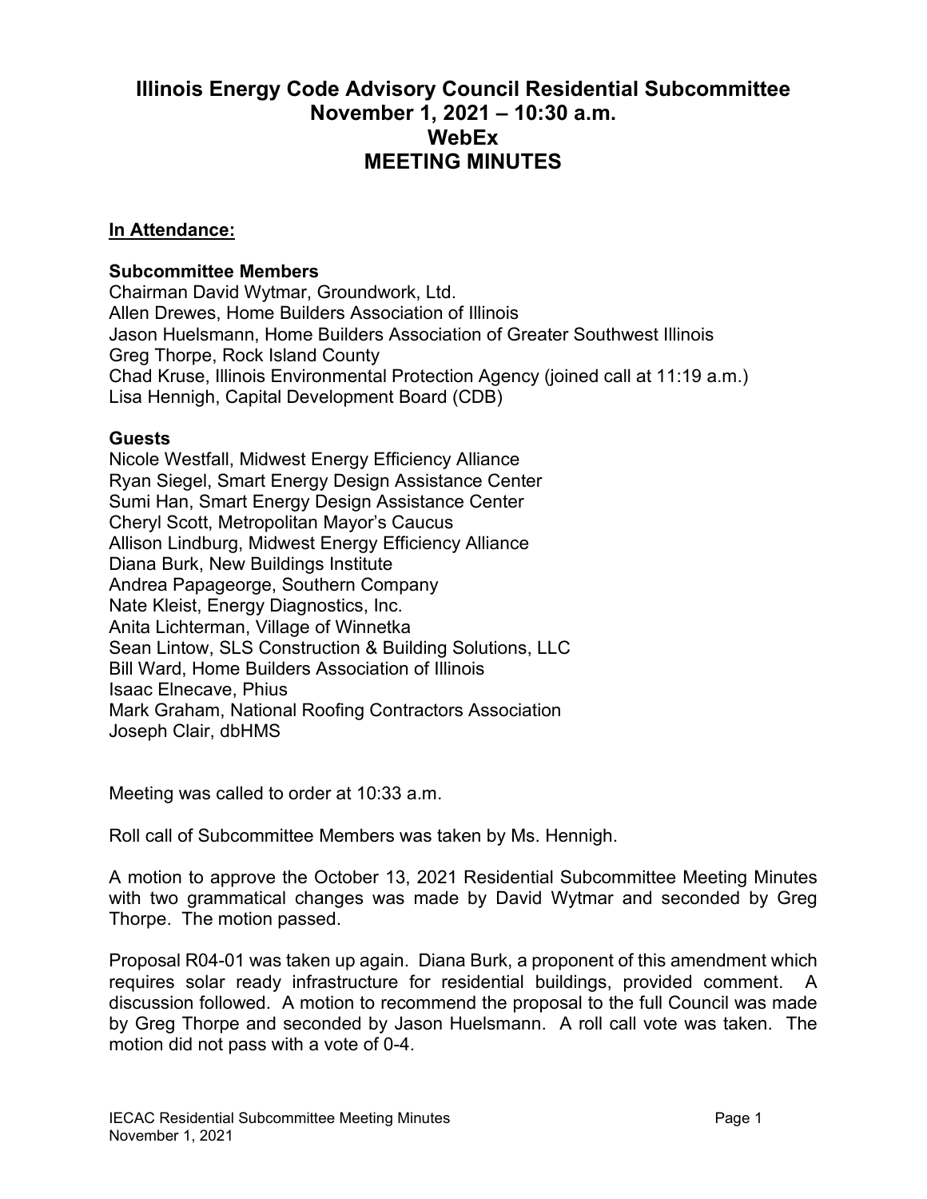# Illinois Energy Code Advisory Council Residential Subcommittee
# November 1, 2021 – 10:30 a.m.
# WebEx
# MEETING MINUTES

## In Attendance:

### Subcommittee Members

Chairman David Wytmar, Groundwork, Ltd.
Allen Drewes, Home Builders Association of Illinois
Jason Huelsmann, Home Builders Association of Greater Southwest Illinois
Greg Thorpe, Rock Island County
Chad Kruse, Illinois Environmental Protection Agency (joined call at 11:19 a.m.)
Lisa Hennigh, Capital Development Board (CDB)

### Guests

Nicole Westfall, Midwest Energy Efficiency Alliance
Ryan Siegel, Smart Energy Design Assistance Center
Sumi Han, Smart Energy Design Assistance Center
Cheryl Scott, Metropolitan Mayor's Caucus
Allison Lindburg, Midwest Energy Efficiency Alliance
Diana Burk, New Buildings Institute
Andrea Papageorge, Southern Company
Nate Kleist, Energy Diagnostics, Inc.
Anita Lichterman, Village of Winnetka
Sean Lintow, SLS Construction & Building Solutions, LLC
Bill Ward, Home Builders Association of Illinois
Isaac Elnecave, Phius
Mark Graham, National Roofing Contractors Association
Joseph Clair, dbHMS

Meeting was called to order at 10:33 a.m.

Roll call of Subcommittee Members was taken by Ms. Hennigh.

A motion to approve the October 13, 2021 Residential Subcommittee Meeting Minutes with two grammatical changes was made by David Wytmar and seconded by Greg Thorpe. The motion passed.

Proposal R04-01 was taken up again. Diana Burk, a proponent of this amendment which requires solar ready infrastructure for residential buildings, provided comment. A discussion followed. A motion to recommend the proposal to the full Council was made by Greg Thorpe and seconded by Jason Huelsmann. A roll call vote was taken. The motion did not pass with a vote of 0-4.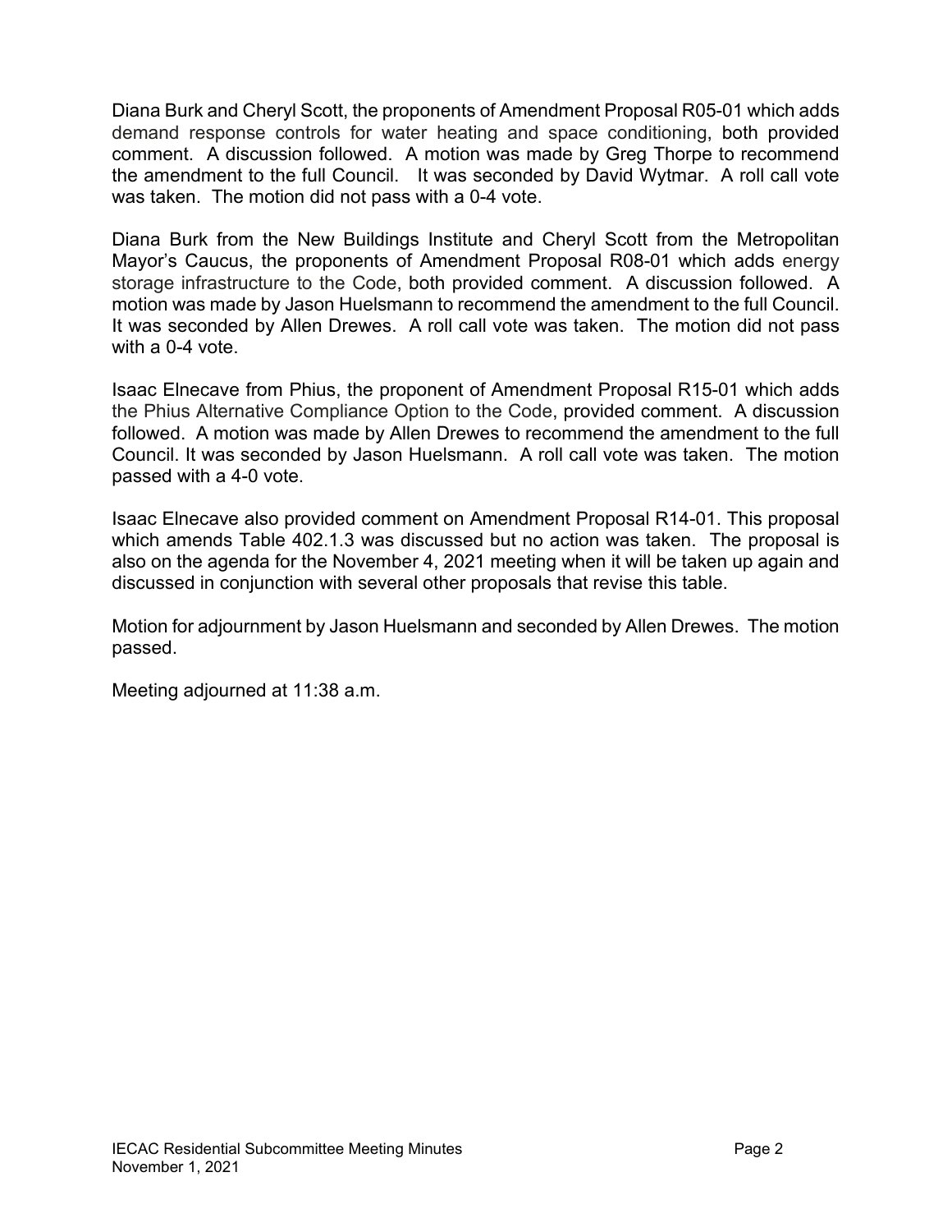Diana Burk and Cheryl Scott, the proponents of Amendment Proposal R05-01 which adds demand response controls for water heating and space conditioning, both provided comment. A discussion followed. A motion was made by Greg Thorpe to recommend the amendment to the full Council. It was seconded by David Wytmar. A roll call vote was taken. The motion did not pass with a 0-4 vote.

Diana Burk from the New Buildings Institute and Cheryl Scott from the Metropolitan Mayor's Caucus, the proponents of Amendment Proposal R08-01 which adds energy storage infrastructure to the Code, both provided comment. A discussion followed. A motion was made by Jason Huelsmann to recommend the amendment to the full Council. It was seconded by Allen Drewes. A roll call vote was taken. The motion did not pass with a 0-4 vote.

Isaac Elnecave from Phius, the proponent of Amendment Proposal R15-01 which adds the Phius Alternative Compliance Option to the Code, provided comment. A discussion followed. A motion was made by Allen Drewes to recommend the amendment to the full Council. It was seconded by Jason Huelsmann. A roll call vote was taken. The motion passed with a 4-0 vote.

Isaac Elnecave also provided comment on Amendment Proposal R14-01. This proposal which amends Table 402.1.3 was discussed but no action was taken. The proposal is also on the agenda for the November 4, 2021 meeting when it will be taken up again and discussed in conjunction with several other proposals that revise this table.

Motion for adjournment by Jason Huelsmann and seconded by Allen Drewes. The motion passed.

Meeting adjourned at 11:38 a.m.